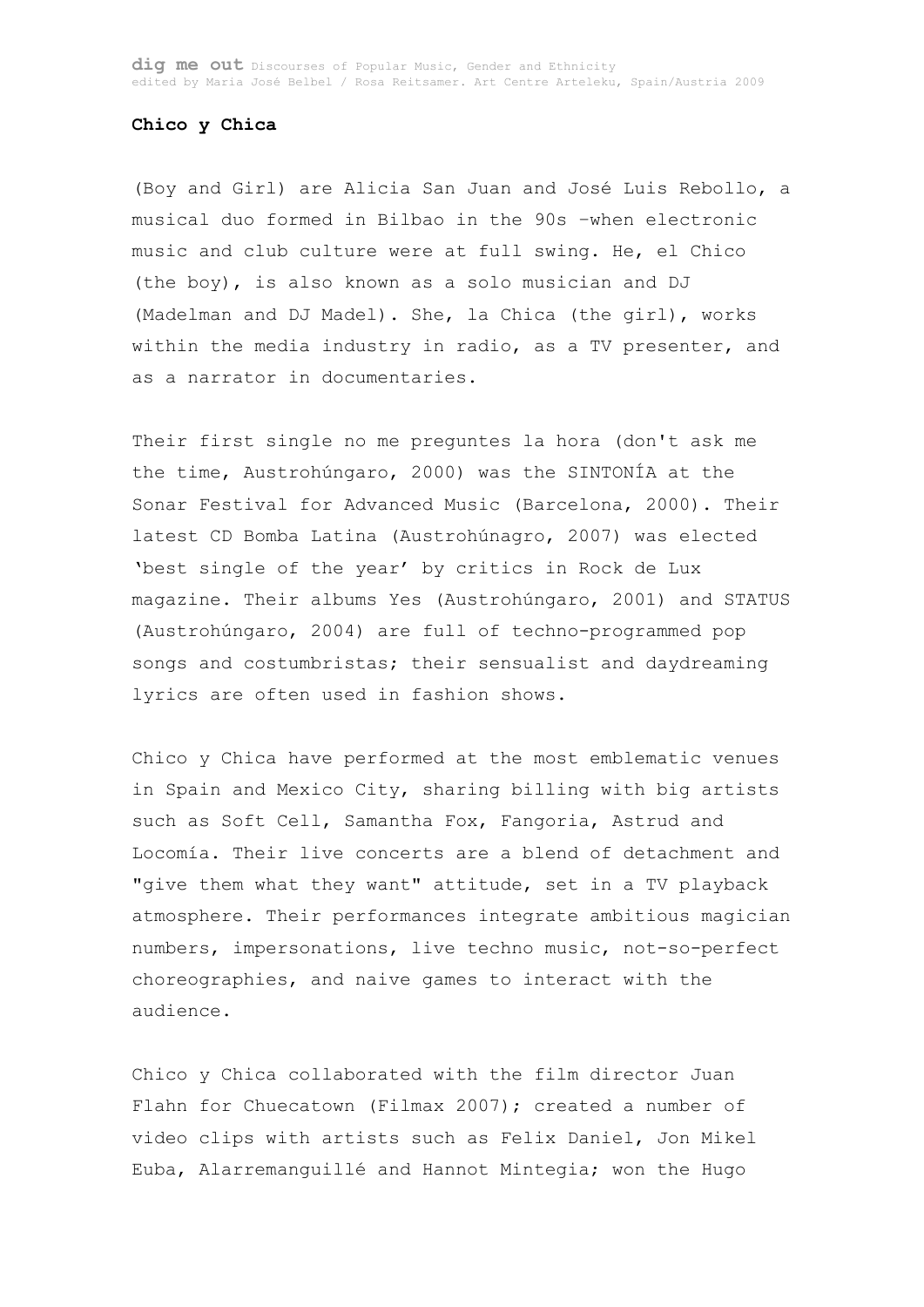**Chico y Chica**

(Boy and Girl) are Alicia San Juan and José Luis Rebollo, a musical duo formed in Bilbao in the 90s –when electronic music and club culture were at full swing. He, el Chico (the boy), is also known as a solo musician and DJ (Madelman and DJ Madel). She, la Chica (the girl), works within the media industry in radio, as a TV presenter, and as a narrator in documentaries.

Their first single no me preguntes la hora (don't ask me the time, Austrohúngaro, 2000) was the SINTONÍA at the Sonar Festival for Advanced Music (Barcelona, 2000). Their latest CD Bomba Latina (Austrohúnagro, 2007) was elected 'best single of the year' by critics in Rock de Lux magazine. Their albums Yes (Austrohúngaro, 2001) and STATUS (Austrohúngaro, 2004) are full of techno-programmed pop songs and costumbristas; their sensualist and daydreaming lyrics are often used in fashion shows.

Chico y Chica have performed at the most emblematic venues in Spain and Mexico City, sharing billing with big artists such as Soft Cell, Samantha Fox, Fangoria, Astrud and Locomía. Their live concerts are a blend of detachment and "give them what they want" attitude, set in a TV playback atmosphere. Their performances integrate ambitious magician numbers, impersonations, live techno music, not-so-perfect choreographies, and naive games to interact with the audience.

Chico y Chica collaborated with the film director Juan Flahn for Chuecatown (Filmax 2007); created a number of video clips with artists such as Felix Daniel, Jon Mikel Euba, Alarremanguillé and Hannot Mintegia; won the Hugo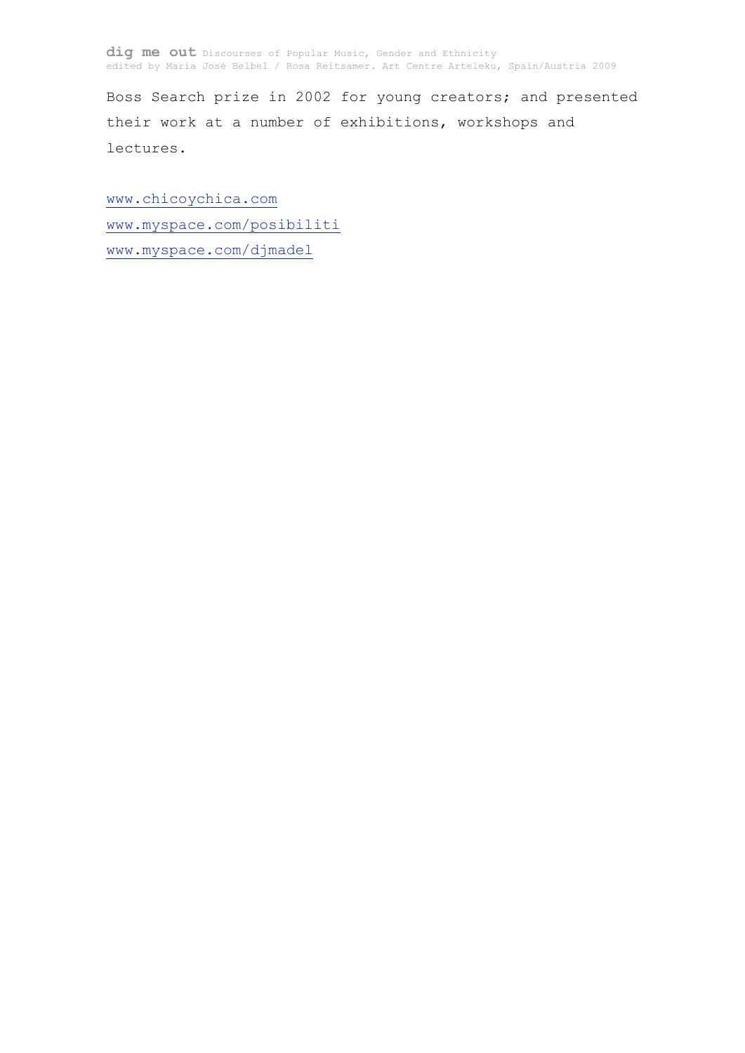Boss Search prize in 2002 for young creators; and presented their work at a number of exhibitions, workshops and lectures.

www.chicoychica.com

www.myspace.com/posibiliti

www.myspace.com/djmadel